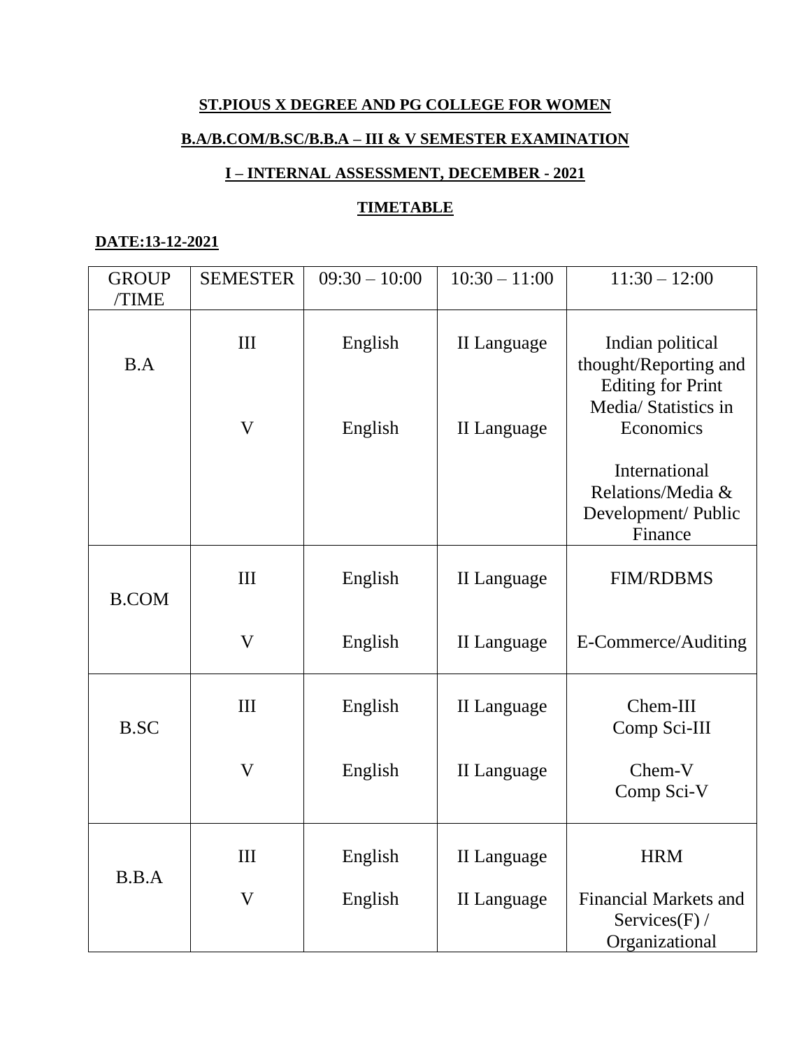**ST.PIOUS X DEGREE AND PG COLLEGE FOR WOMEN**

**B.A/B.COM/B.SC/B.B.A – III & V SEMESTER EXAMINATION**

**I – INTERNAL ASSESSMENT, DECEMBER - 2021**

**TIMETABLE**

**DATE:13-12-2021**

| GROUP /TIME | SEMESTER | 09:30 – 10:00 | 10:30 – 11:00 | 11:30 – 12:00 |
|---|---|---|---|---|
| B.A | III | English | II Language | Indian political thought/Reporting and Editing for Print Media/ Statistics in Economics |
| | V | English | II Language | International Relations/Media & Development/ Public Finance |
| B.COM | III | English | II Language | FIM/RDBMS |
| | V | English | II Language | E-Commerce/Auditing |
| B.SC | III | English | II Language | Chem-III Comp Sci-III |
| | V | English | II Language | Chem-V Comp Sci-V |
| B.B.A | III | English | II Language | HRM |
| | V | English | II Language | Financial Markets and Services(F) / Organizational |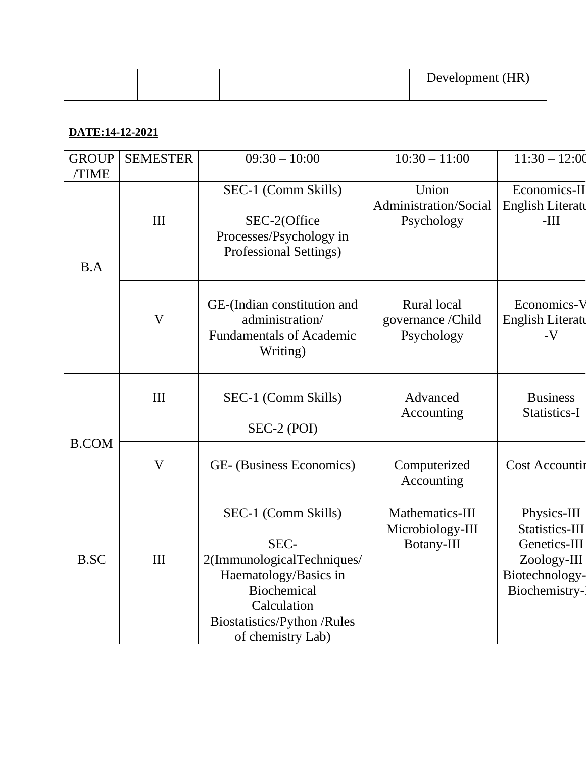| | | | | Development (HR) |
|---|---|---|---|---|

**DATE:14-12-2021**

| GROUP /TIME | SEMESTER | 09:30 – 10:00 | 10:30 – 11:00 | 11:30 – 12:00 |
|---|---|---|---|---|
| B.A | III | SEC-1 (Comm Skills) SEC-2(Office Processes/Psychology in Professional Settings) | Union Administration/Social Psychology | Economics-III English Literature -III |
| | V | GE-(Indian constitution and administration/ Fundamentals of Academic Writing) | Rural local governance /Child Psychology | Economics-V English Literature -V |
| B.COM | III | SEC-1 (Comm Skills) SEC-2 (POI) | Advanced Accounting | Business Statistics-I |
| | V | GE- (Business Economics) | Computerized Accounting | Cost Accounting |
| B.SC | III | SEC-1 (Comm Skills) SEC-2(ImmunologicalTechniques/ Haematology/Basics in Biochemical Calculation Biostatistics/Python /Rules of chemistry Lab) | Mathematics-III Microbiology-III Botany-III | Physics-III Statistics-III Genetics-III Zoology-III Biotechnology-III Biochemistry-III |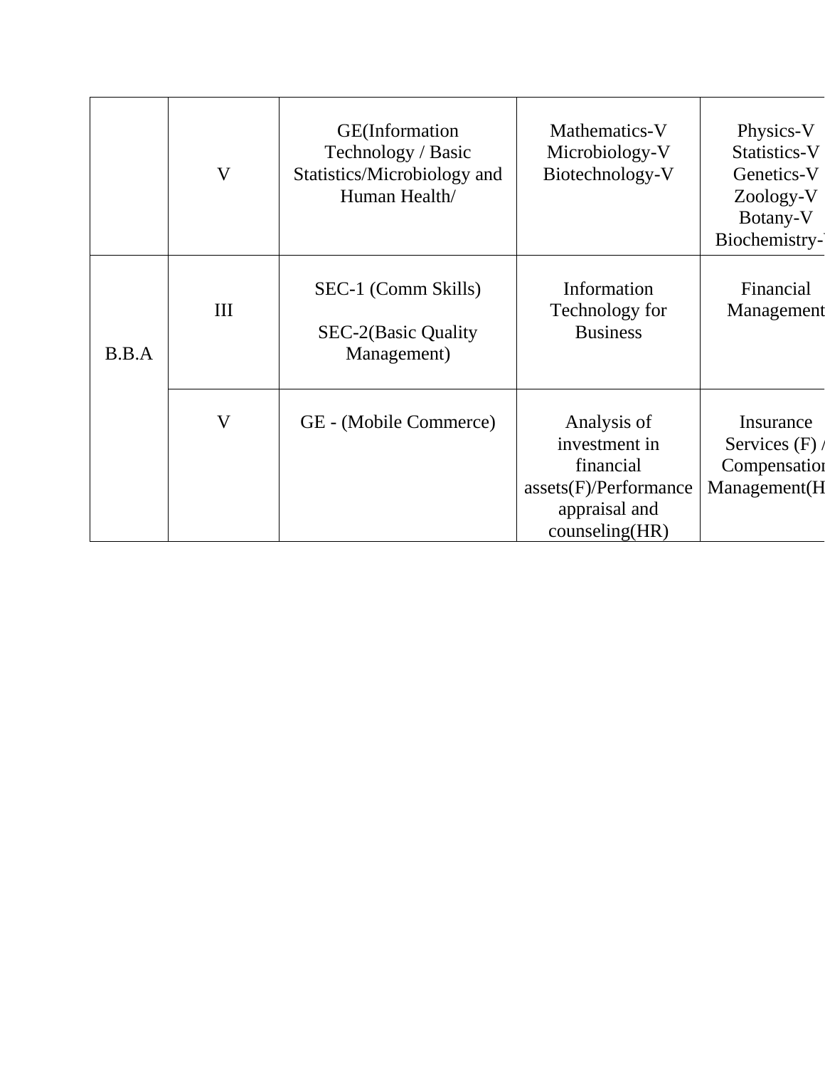| | | | | |
|---|---|---|---|---|
| | V | GE(Information Technology / Basic Statistics/Microbiology and Human Health/ | Mathematics-V Microbiology-V Biotechnology-V | Physics-V Statistics-V Genetics-V Zoology-V Botany-V Biochemistry- |
| B.B.A | III | SEC-1 (Comm Skills) SEC-2(Basic Quality Management) | Information Technology for Business | Financial Management |
| | V | GE - (Mobile Commerce) | Analysis of investment in financial assets(F)/Performance appraisal and counseling(HR) | Insurance Services (F) / Compensation Management(H |